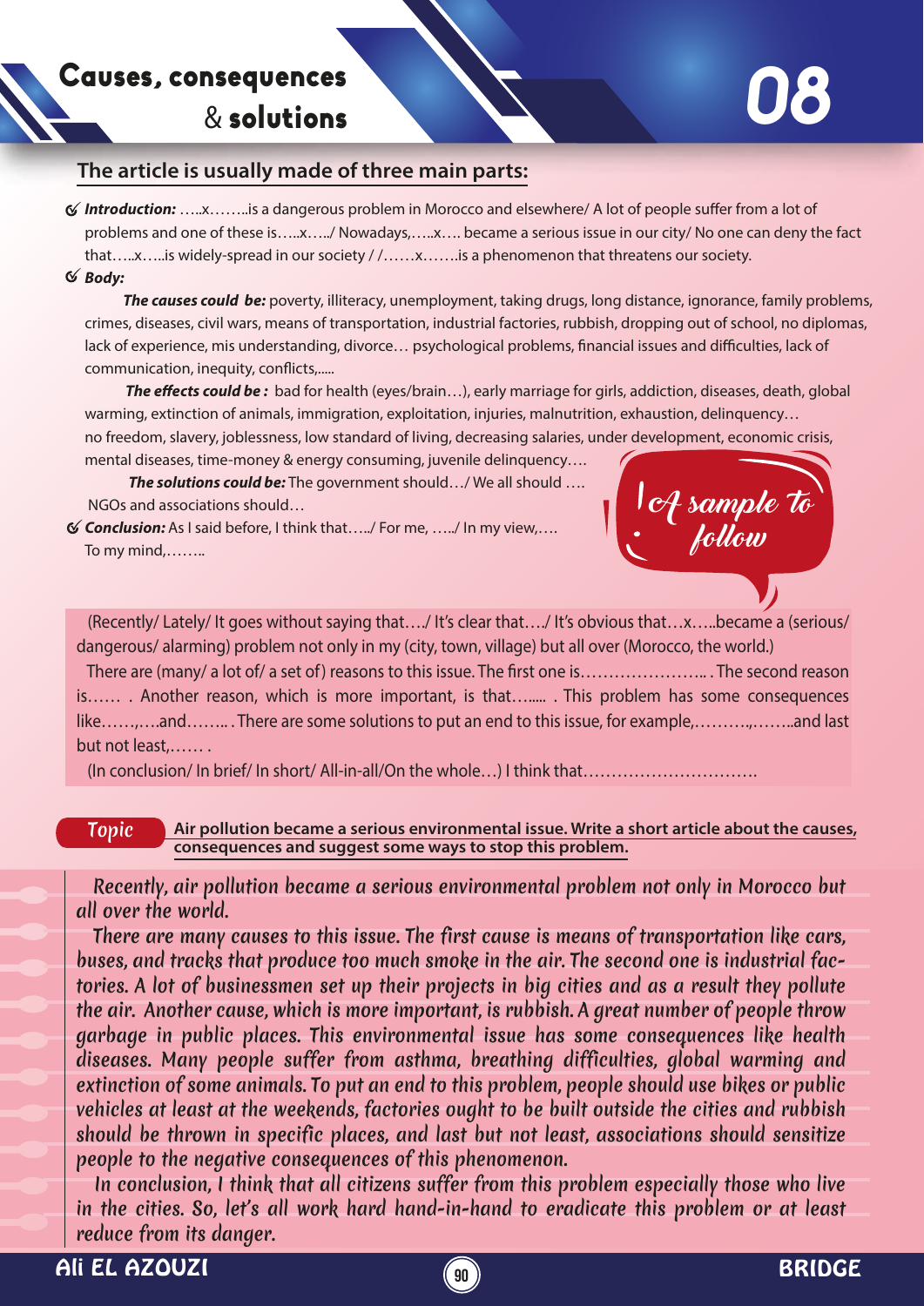# Causes, consequences & solutions

## 08

**The article is usually made of three main parts:**

- ***Introduction:*** …..x……..is a dangerous problem in Morocco and elsewhere/ A lot of people suffer from a lot of problems and one of these is…..x…../ Nowadays,…..x…. became a serious issue in our city/ No one can deny the fact that…..x…..is widely-spread in our society / /……x…….is a phenomenon that threatens our society.
- ***Body:***

  ***The causes could be:*** poverty, illiteracy, unemployment, taking drugs, long distance, ignorance, family problems, crimes, diseases, civil wars, means of transportation, industrial factories, rubbish, dropping out of school, no diplomas, lack of experience, mis understanding, divorce… psychological problems, financial issues and difficulties, lack of communication, inequity, conflicts,.....

  ***The effects could be :*** bad for health (eyes/brain…), early marriage for girls, addiction, diseases, death, global warming, extinction of animals, immigration, exploitation, injuries, malnutrition, exhaustion, delinquency… no freedom, slavery, joblessness, low standard of living, decreasing salaries, under development, economic crisis, mental diseases, time-money & energy consuming, juvenile delinquency….

  ***The solutions could be:*** The government should…/ We all should …. NGOs and associations should…
- ***Conclusion:*** As I said before, I think that…../ For me, …../ In my view,…. To my mind,……..

*A sample to follow*

(Recently/ Lately/ It goes without saying that…./ It's clear that…./ It's obvious that…x…..became a (serious/ dangerous/ alarming) problem not only in my (city, town, village) but all over (Morocco, the world.)

There are (many/ a lot of/ a set of) reasons to this issue. The first one is………………….. . The second reason is…… . Another reason, which is more important, is that…..... . This problem has some consequences like……,….and…….. . There are some solutions to put an end to this issue, for example,……….,……..and last but not least,…… .

(In conclusion/ In brief/ In short/ All-in-all/On the whole…) I think that………………………….

**Topic** — **Air pollution became a serious environmental issue. Write a short article about the causes, consequences and suggest some ways to stop this problem.**

*Recently, air pollution became a serious environmental problem not only in Morocco but all over the world.*

*There are many causes to this issue. The first cause is means of transportation like cars, buses, and tracks that produce too much smoke in the air. The second one is industrial factories. A lot of businessmen set up their projects in big cities and as a result they pollute the air. Another cause, which is more important, is rubbish. A great number of people throw garbage in public places. This environmental issue has some consequences like health diseases. Many people suffer from asthma, breathing difficulties, global warming and extinction of some animals. To put an end to this problem, people should use bikes or public vehicles at least at the weekends, factories ought to be built outside the cities and rubbish should be thrown in specific places, and last but not least, associations should sensitize people to the negative consequences of this phenomenon.*

*In conclusion, I think that all citizens suffer from this problem especially those who live in the cities. So, let's all work hard hand-in-hand to eradicate this problem or at least reduce from its danger.*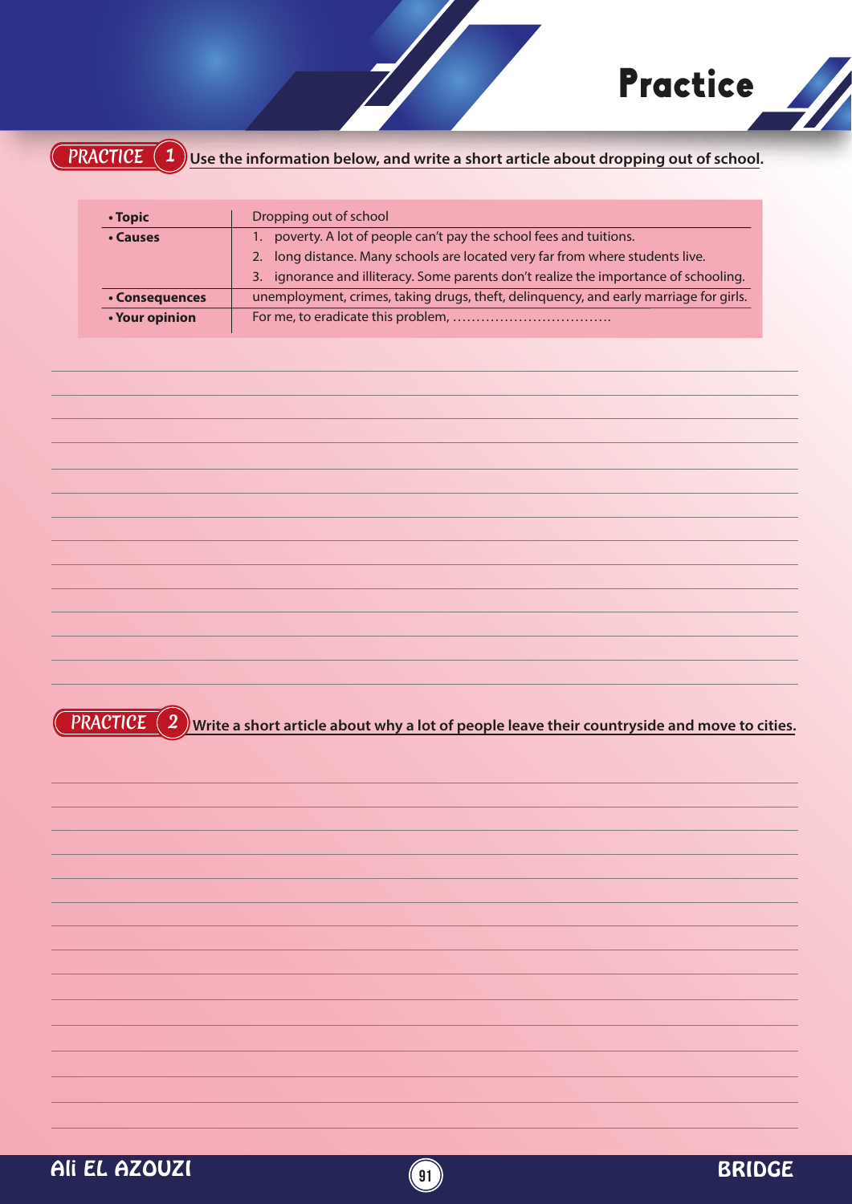# Practice

**PRACTICE 1** Use the information below, and write a short article about dropping out of school.

| | |
|---|---|
| • **Topic** | Dropping out of school |
| • **Causes** | 1. poverty. A lot of people can't pay the school fees and tuitions.<br>2. long distance. Many schools are located very far from where students live.<br>3. ignorance and illiteracy. Some parents don't realize the importance of schooling. |
| • **Consequences** | unemployment, crimes, taking drugs, theft, delinquency, and early marriage for girls. |
| • **Your opinion** | For me, to eradicate this problem, ………………………………. |

**PRACTICE 2** Write a short article about why a lot of people leave their countryside and move to cities.